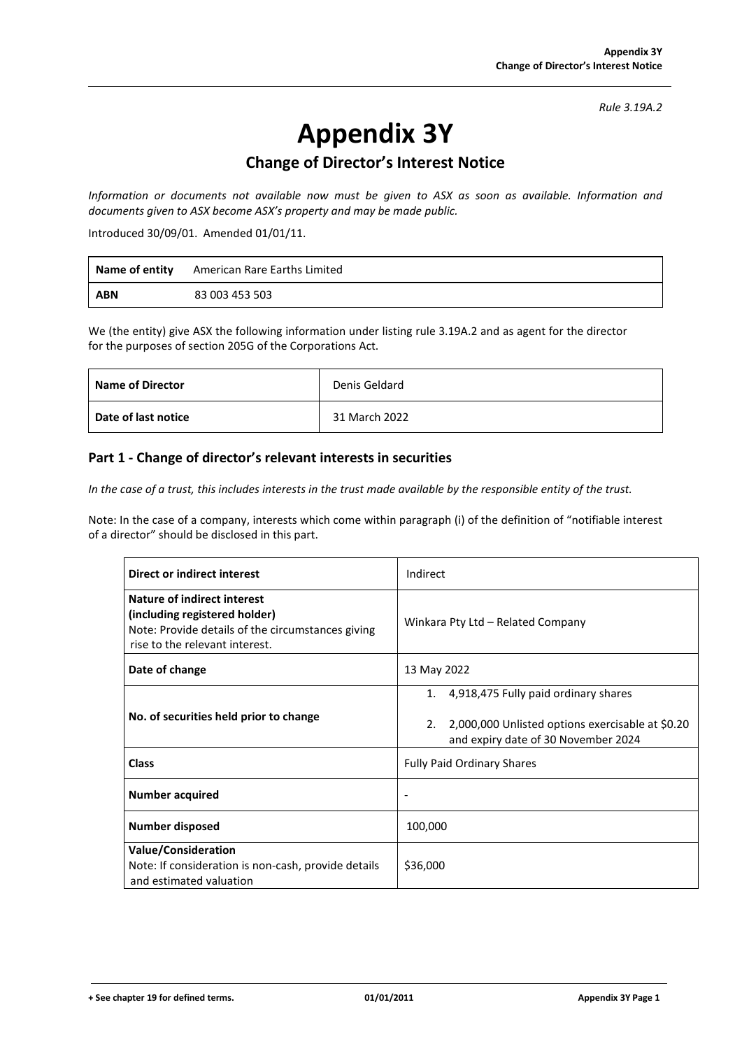*Rule 3.19A.2*

# Appendix 3Y

## Change of Director's Interest Notice

*Information or documents not available now must be given to ASX as soon as available. Information and documents given to ASX become ASX's property and may be made public.*

Introduced 30/09/01. Amended 01/01/11.

| **Name of entity** | American Rare Earths Limited |
|---|---|
| **ABN** | 83 003 453 503 |

We (the entity) give ASX the following information under listing rule 3.19A.2 and as agent for the director for the purposes of section 205G of the Corporations Act.

| **Name of Director** | Denis Geldard |
|---|---|
| **Date of last notice** | 31 March 2022 |

## Part 1 - Change of director's relevant interests in securities

*In the case of a trust, this includes interests in the trust made available by the responsible entity of the trust.*

Note: In the case of a company, interests which come within paragraph (i) of the definition of "notifiable interest of a director" should be disclosed in this part.

| **Direct or indirect interest** | Indirect |
|---|---|
| **Nature of indirect interest (including registered holder)** Note: Provide details of the circumstances giving rise to the relevant interest. | Winkara Pty Ltd – Related Company |
| **Date of change** | 13 May 2022 |
| **No. of securities held prior to change** | 1. 4,918,475 Fully paid ordinary shares<br>2. 2,000,000 Unlisted options exercisable at $0.20 and expiry date of 30 November 2024 |
| **Class** | Fully Paid Ordinary Shares |
| **Number acquired** | - |
| **Number disposed** | 100,000 |
| **Value/Consideration** Note: If consideration is non-cash, provide details and estimated valuation | $36,000 |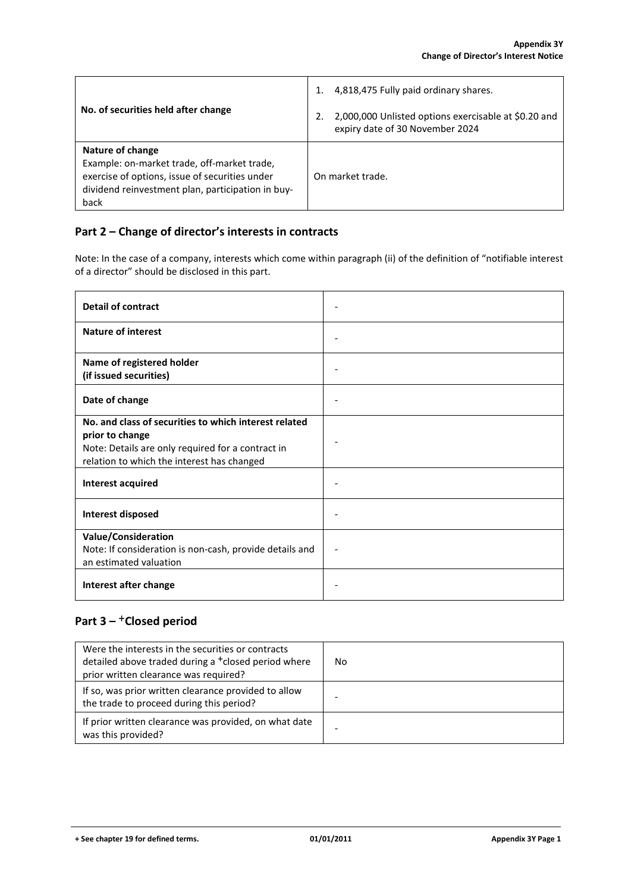| | |
|---|---|
| **No. of securities held after change** | 1. 4,818,475 Fully paid ordinary shares.<br>2. 2,000,000 Unlisted options exercisable at $0.20 and expiry date of 30 November 2024 |
| **Nature of change**<br>Example: on-market trade, off-market trade, exercise of options, issue of securities under dividend reinvestment plan, participation in buy-back | On market trade. |

## Part 2 – Change of director's interests in contracts

Note: In the case of a company, interests which come within paragraph (ii) of the definition of "notifiable interest of a director" should be disclosed in this part.

| | |
|---|---|
| **Detail of contract** | - |
| **Nature of interest** | - |
| **Name of registered holder**<br>**(if issued securities)** | - |
| **Date of change** | - |
| **No. and class of securities to which interest related prior to change**<br>Note: Details are only required for a contract in relation to which the interest has changed | - |
| **Interest acquired** | - |
| **Interest disposed** | - |
| **Value/Consideration**<br>Note: If consideration is non-cash, provide details and an estimated valuation | - |
| **Interest after change** | - |

## Part 3 – +Closed period

| | |
|---|---|
| Were the interests in the securities or contracts detailed above traded during a +closed period where prior written clearance was required? | No |
| If so, was prior written clearance provided to allow the trade to proceed during this period? | - |
| If prior written clearance was provided, on what date was this provided? | - |